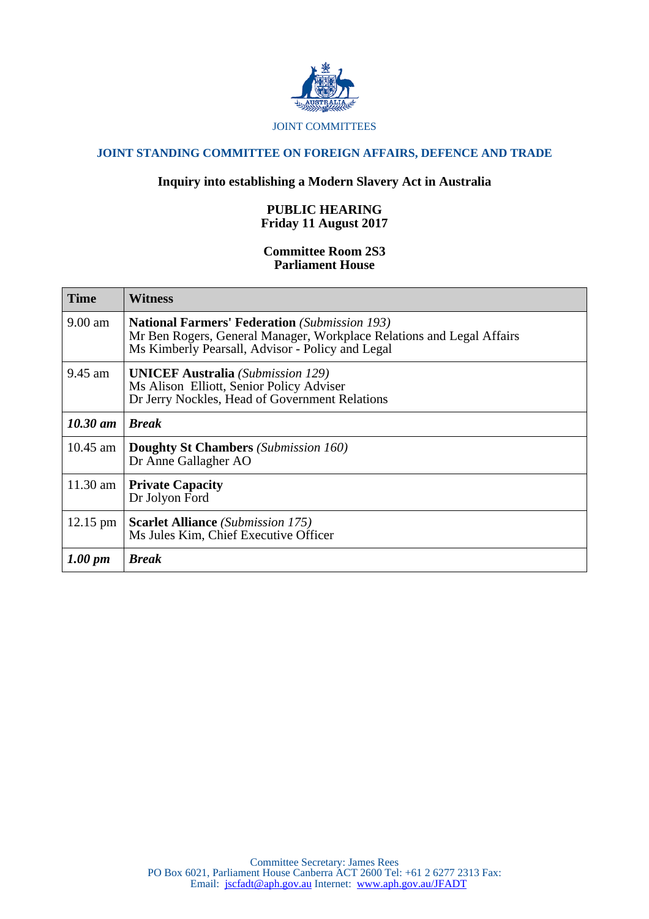JOINT COMMITTEES

## JOINT STANDING COMMITTEE ON FOREIGN AFFAIRS, DEFENCE AND TRADE

### Inquiry into establishing a Modern Slavery Act in Australia

**PUBLIC HEARING**
**Friday 11 August 2017**

**Committee Room 2S3**
**Parliament House**

| Time | Witness |
|---|---|
| 9.00 am | **National Farmers' Federation** *(Submission 193)*<br>Mr Ben Rogers, General Manager, Workplace Relations and Legal Affairs<br>Ms Kimberly Pearsall, Advisor - Policy and Legal |
| 9.45 am | **UNICEF Australia** *(Submission 129)*<br>Ms Alison Elliott, Senior Policy Adviser<br>Dr Jerry Nockles, Head of Government Relations |
| ***10.30 am*** | ***Break*** |
| 10.45 am | **Doughty St Chambers** *(Submission 160)*<br>Dr Anne Gallagher AO |
| 11.30 am | **Private Capacity**<br>Dr Jolyon Ford |
| 12.15 pm | **Scarlet Alliance** *(Submission 175)*<br>Ms Jules Kim, Chief Executive Officer |
| ***1.00 pm*** | ***Break*** |

Committee Secretary: James Rees
PO Box 6021, Parliament House Canberra ACT 2600 Tel: +61 2 6277 2313 Fax:
Email: jscfadt@aph.gov.au Internet: www.aph.gov.au/JFADT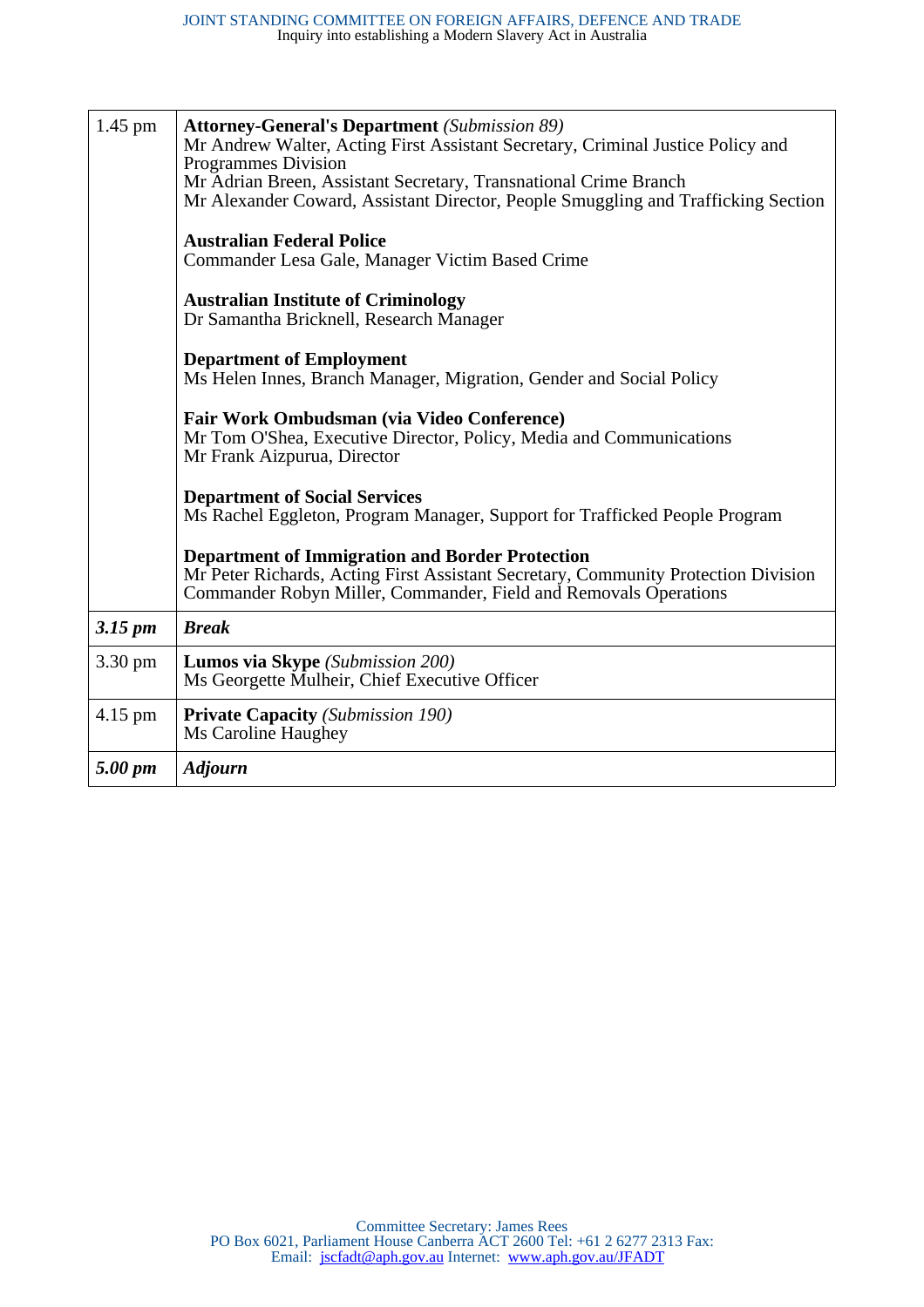| | |
|---|---|
| 1.45 pm | **Attorney-General's Department** *(Submission 89)*<br>Mr Andrew Walter, Acting First Assistant Secretary, Criminal Justice Policy and Programmes Division<br>Mr Adrian Breen, Assistant Secretary, Transnational Crime Branch<br>Mr Alexander Coward, Assistant Director, People Smuggling and Trafficking Section<br><br>**Australian Federal Police**<br>Commander Lesa Gale, Manager Victim Based Crime<br><br>**Australian Institute of Criminology**<br>Dr Samantha Bricknell, Research Manager<br><br>**Department of Employment**<br>Ms Helen Innes, Branch Manager, Migration, Gender and Social Policy<br><br>**Fair Work Ombudsman (via Video Conference)**<br>Mr Tom O'Shea, Executive Director, Policy, Media and Communications<br>Mr Frank Aizpurua, Director<br><br>**Department of Social Services**<br>Ms Rachel Eggleton, Program Manager, Support for Trafficked People Program<br><br>**Department of Immigration and Border Protection**<br>Mr Peter Richards, Acting First Assistant Secretary, Community Protection Division<br>Commander Robyn Miller, Commander, Field and Removals Operations |
| ***3.15 pm*** | ***Break*** |
| 3.30 pm | **Lumos via Skype** *(Submission 200)*<br>Ms Georgette Mulheir, Chief Executive Officer |
| 4.15 pm | **Private Capacity** *(Submission 190)*<br>Ms Caroline Haughey |
| ***5.00 pm*** | ***Adjourn*** |